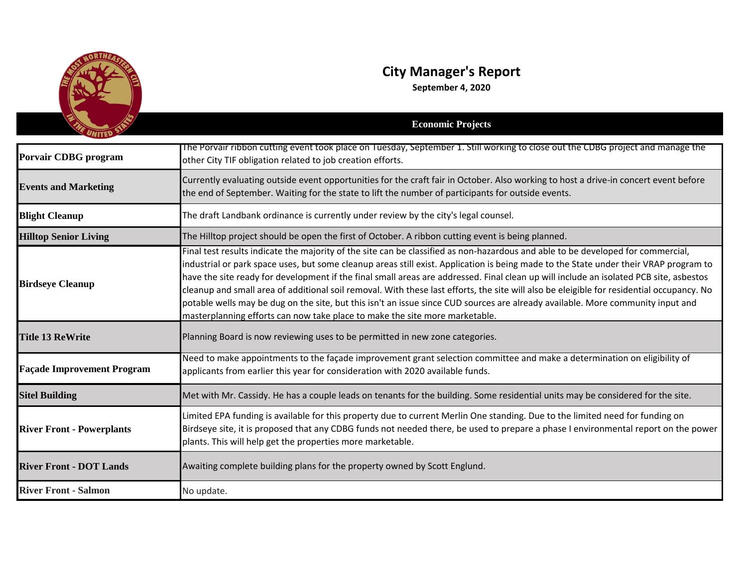# City Manager's Report

**September 4, 2020**

## Economic Projects

| | |
|---|---|
| **Porvair CDBG program** | The Porvair ribbon cutting event took place on Tuesday, September 1. Still working to close out the CDBG project and manage the other City TIF obligation related to job creation efforts. |
| **Events and Marketing** | Currently evaluating outside event opportunities for the craft fair in October. Also working to host a drive-in concert event before the end of September. Waiting for the state to lift the number of participants for outside events. |
| **Blight Cleanup** | The draft Landbank ordinance is currently under review by the city's legal counsel. |
| **Hilltop Senior Living** | The Hilltop project should be open the first of October. A ribbon cutting event is being planned. |
| **Birdseye Cleanup** | Final test results indicate the majority of the site can be classified as non-hazardous and able to be developed for commercial, industrial or park space uses, but some cleanup areas still exist. Application is being made to the State under their VRAP program to have the site ready for development if the final small areas are addressed. Final clean up will include an isolated PCB site, asbestos cleanup and small area of additional soil removal. With these last efforts, the site will also be eleigible for residential occupancy. No potable wells may be dug on the site, but this isn't an issue since CUD sources are already available. More community input and masterplanning efforts can now take place to make the site more marketable. |
| **Title 13 ReWrite** | Planning Board is now reviewing uses to be permitted in new zone categories. |
| **Façade Improvement Program** | Need to make appointments to the façade improvement grant selection committee and make a determination on eligibility of applicants from earlier this year for consideration with 2020 available funds. |
| **Sitel Building** | Met with Mr. Cassidy. He has a couple leads on tenants for the building. Some residential units may be considered for the site. |
| **River Front - Powerplants** | Limited EPA funding is available for this property due to current Merlin One standing. Due to the limited need for funding on Birdseye site, it is proposed that any CDBG funds not needed there, be used to prepare a phase I environmental report on the power plants. This will help get the properties more marketable. |
| **River Front - DOT Lands** | Awaiting complete building plans for the property owned by Scott Englund. |
| **River Front - Salmon** | No update. |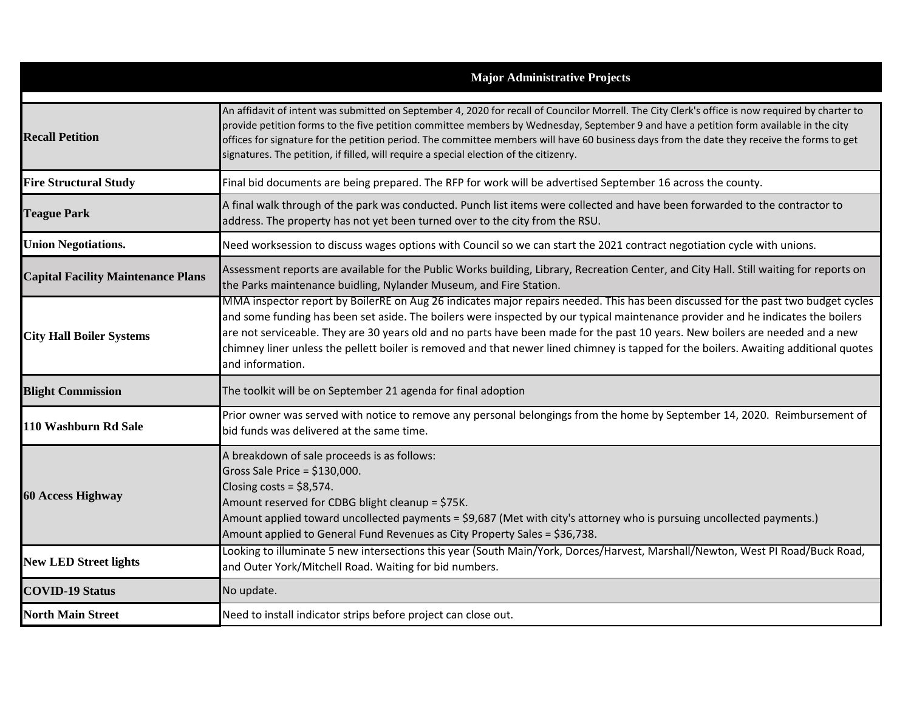| Major Administrative Projects | |
|---|---|
| **Recall Petition** | An affidavit of intent was submitted on September 4, 2020 for recall of Councilor Morrell. The City Clerk's office is now required by charter to provide petition forms to the five petition committee members by Wednesday, September 9 and have a petition form available in the city offices for signature for the petition period. The committee members will have 60 business days from the date they receive the forms to get signatures. The petition, if filled, will require a special election of the citizenry. |
| **Fire Structural Study** | Final bid documents are being prepared. The RFP for work will be advertised September 16 across the county. |
| **Teague Park** | A final walk through of the park was conducted. Punch list items were collected and have been forwarded to the contractor to address. The property has not yet been turned over to the city from the RSU. |
| **Union Negotiations.** | Need worksession to discuss wages options with Council so we can start the 2021 contract negotiation cycle with unions. |
| **Capital Facility Maintenance Plans** | Assessment reports are available for the Public Works building, Library, Recreation Center, and City Hall. Still waiting for reports on the Parks maintenance buidling, Nylander Museum, and Fire Station. |
| **City Hall Boiler Systems** | MMA inspector report by BoilerRE on Aug 26 indicates major repairs needed. This has been discussed for the past two budget cycles and some funding has been set aside. The boilers were inspected by our typical maintenance provider and he indicates the boilers are not serviceable. They are 30 years old and no parts have been made for the past 10 years. New boilers are needed and a new chimney liner unless the pellett boiler is removed and that newer lined chimney is tapped for the boilers. Awaiting additional quotes and information. |
| **Blight Commission** | The toolkit will be on September 21 agenda for final adoption |
| **110 Washburn Rd Sale** | Prior owner was served with notice to remove any personal belongings from the home by September 14, 2020. Reimbursement of bid funds was delivered at the same time. |
| **60 Access Highway** | A breakdown of sale proceeds is as follows:<br>Gross Sale Price = $130,000.<br>Closing costs = $8,574.<br>Amount reserved for CDBG blight cleanup = $75K.<br>Amount applied toward uncollected payments = $9,687 (Met with city's attorney who is pursuing uncollected payments.)<br>Amount applied to General Fund Revenues as City Property Sales = $36,738. |
| **New LED Street lights** | Looking to illuminate 5 new intersections this year (South Main/York, Dorces/Harvest, Marshall/Newton, West PI Road/Buck Road, and Outer York/Mitchell Road. Waiting for bid numbers. |
| **COVID-19 Status** | No update. |
| **North Main Street** | Need to install indicator strips before project can close out. |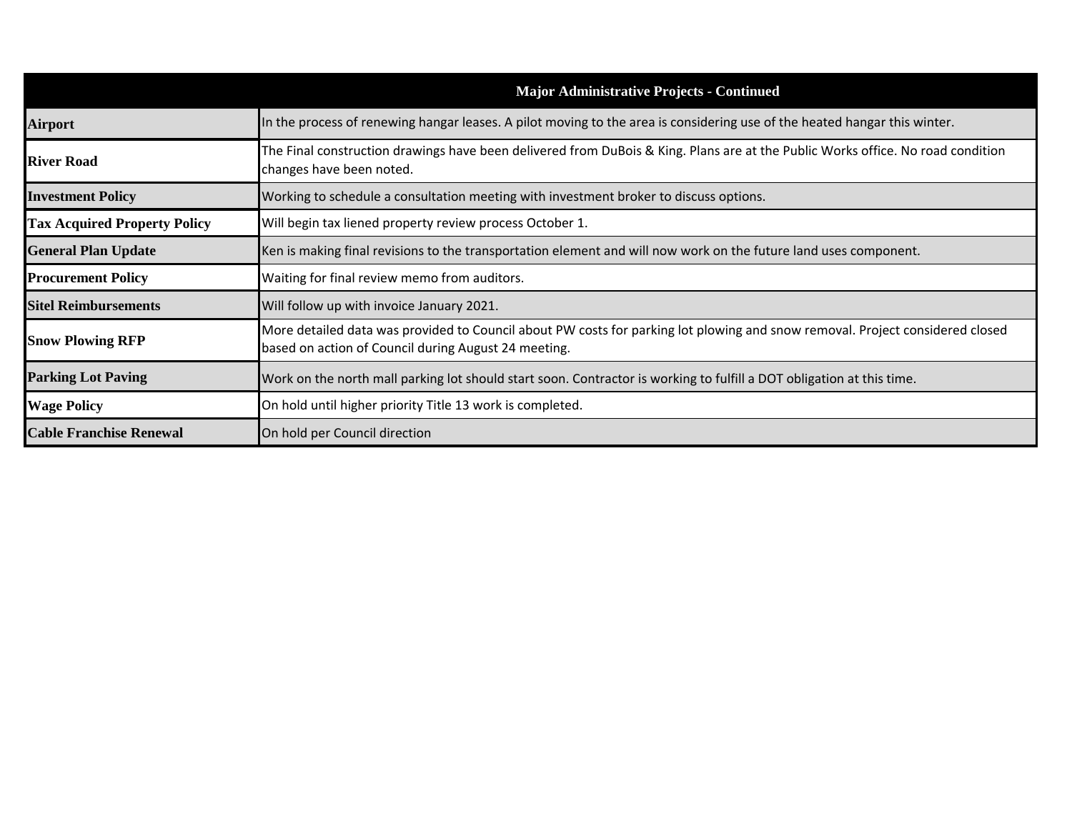| | Major Administrative Projects - Continued |
|---|---|
| **Airport** | In the process of renewing hangar leases. A pilot moving to the area is considering use of the heated hangar this winter. |
| **River Road** | The Final construction drawings have been delivered from DuBois & King. Plans are at the Public Works office. No road condition changes have been noted. |
| **Investment Policy** | Working to schedule a consultation meeting with investment broker to discuss options. |
| **Tax Acquired Property Policy** | Will begin tax liened property review process October 1. |
| **General Plan Update** | Ken is making final revisions to the transportation element and will now work on the future land uses component. |
| **Procurement Policy** | Waiting for final review memo from auditors. |
| **Sitel Reimbursements** | Will follow up with invoice January 2021. |
| **Snow Plowing RFP** | More detailed data was provided to Council about PW costs for parking lot plowing and snow removal. Project considered closed based on action of Council during August 24 meeting. |
| **Parking Lot Paving** | Work on the north mall parking lot should start soon. Contractor is working to fulfill a DOT obligation at this time. |
| **Wage Policy** | On hold until higher priority Title 13 work is completed. |
| **Cable Franchise Renewal** | On hold per Council direction |